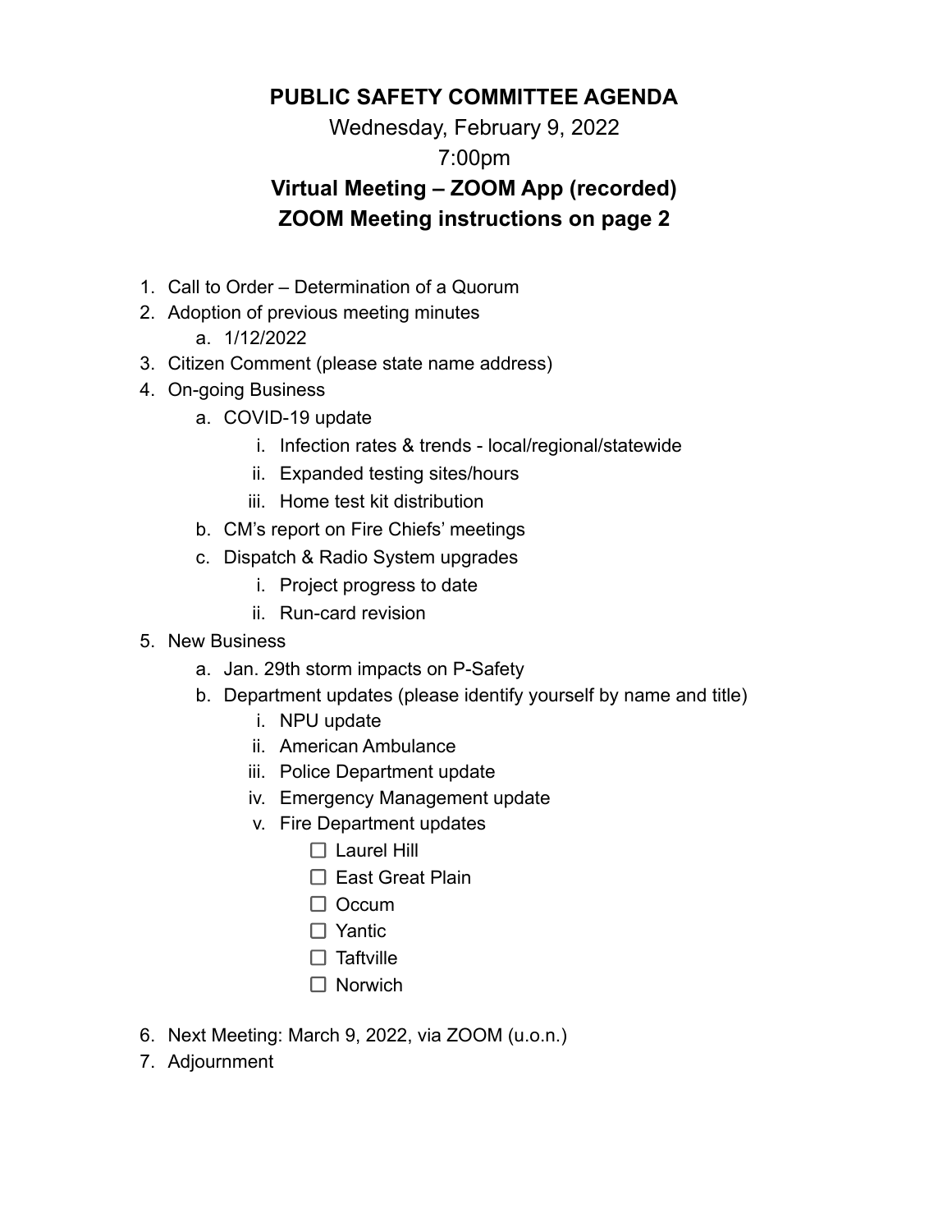# PUBLIC SAFETY COMMITTEE AGENDA

Wednesday, February 9, 2022

7:00pm

**Virtual Meeting – ZOOM App (recorded)**

**ZOOM Meeting instructions on page 2**

1. Call to Order – Determination of a Quorum
2. Adoption of previous meeting minutes
   a. 1/12/2022
3. Citizen Comment (please state name address)
4. On-going Business
   a. COVID-19 update
      i. Infection rates & trends - local/regional/statewide
      ii. Expanded testing sites/hours
      iii. Home test kit distribution
   b. CM's report on Fire Chiefs' meetings
   c. Dispatch & Radio System upgrades
      i. Project progress to date
      ii. Run-card revision
5. New Business
   a. Jan. 29th storm impacts on P-Safety
   b. Department updates (please identify yourself by name and title)
      i. NPU update
      ii. American Ambulance
      iii. Police Department update
      iv. Emergency Management update
      v. Fire Department updates
         - [ ] Laurel Hill
         - [ ] East Great Plain
         - [ ] Occum
         - [ ] Yantic
         - [ ] Taftville
         - [ ] Norwich
6. Next Meeting: March 9, 2022, via ZOOM (u.o.n.)
7. Adjournment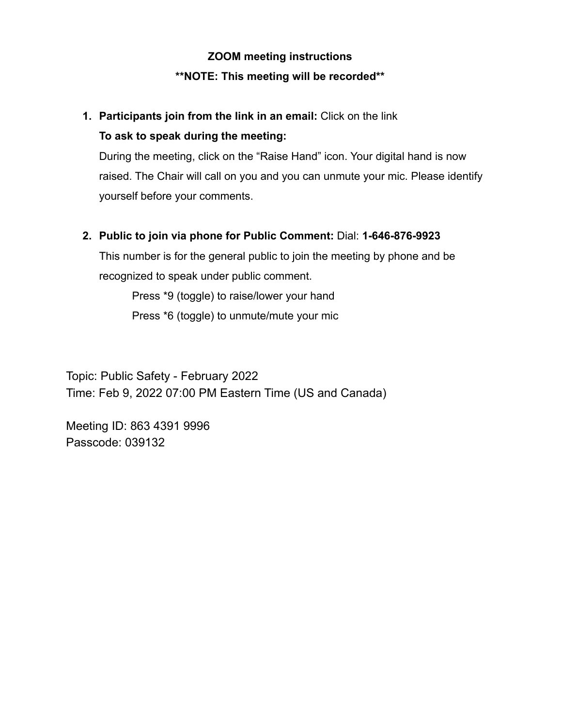**ZOOM meeting instructions**

****NOTE: This meeting will be recorded****

1. **Participants join from the link in an email:** Click on the link
   **To ask to speak during the meeting:**
   During the meeting, click on the "Raise Hand" icon. Your digital hand is now raised. The Chair will call on you and you can unmute your mic. Please identify yourself before your comments.

2. **Public to join via phone for Public Comment:** Dial: **1-646-876-9923**
   This number is for the general public to join the meeting by phone and be recognized to speak under public comment.
   Press *9 (toggle) to raise/lower your hand
   Press *6 (toggle) to unmute/mute your mic

Topic: Public Safety - February 2022
Time: Feb 9, 2022 07:00 PM Eastern Time (US and Canada)

Meeting ID: 863 4391 9996
Passcode: 039132